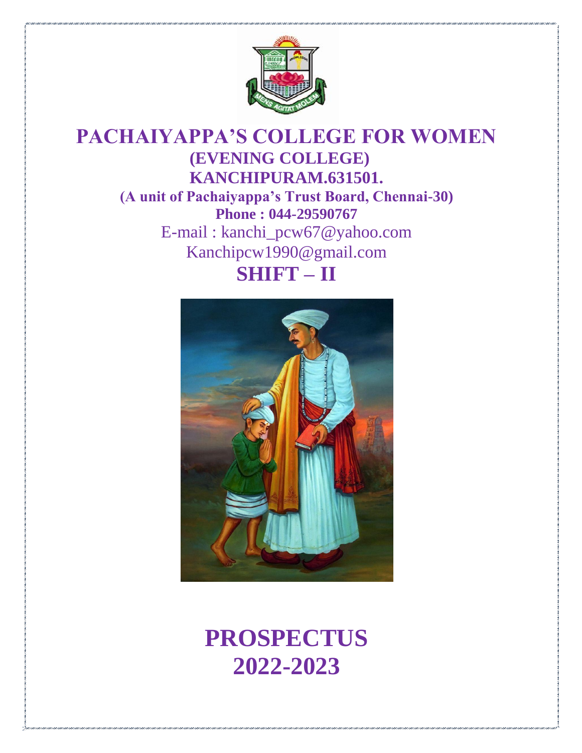# PACHAIYAPPA'S COLLEGE FOR WOMEN

## (EVENING COLLEGE)

## KANCHIPURAM.631501.

**(A unit of Pachaiyappa's Trust Board, Chennai-30)**

**Phone : 044-29590767**

E-mail : kanchi_pcw67@yahoo.com

Kanchipcw1990@gmail.com

## SHIFT – II

# PROSPECTUS

# 2022-2023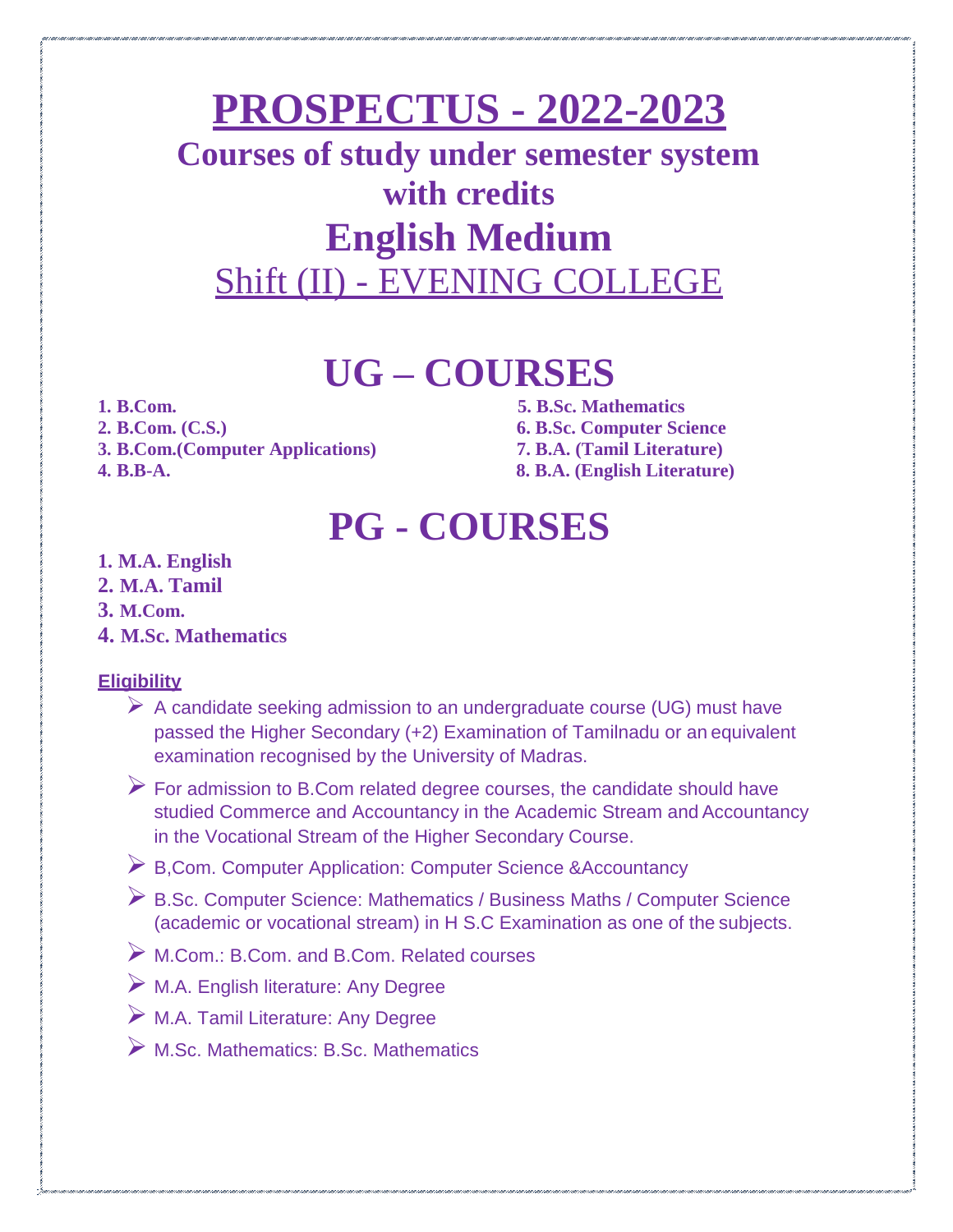# PROSPECTUS - 2022-2023

## Courses of study under semester system with credits

## English Medium

## Shift (II) - EVENING COLLEGE

# UG – COURSES

1. **B.Com.**
2. **B.Com. (C.S.)**
3. **B.Com.(Computer Applications)**
4. **B.B-A.**
5. **B.Sc. Mathematics**
6. **B.Sc. Computer Science**
7. **B.A. (Tamil Literature)**
8. **B.A. (English Literature)**

# PG - COURSES

1. **M.A. English**
2. **M.A. Tamil**
3. **M.Com.**
4. **M.Sc. Mathematics**

**Eligibility**

- A candidate seeking admission to an undergraduate course (UG) must have passed the Higher Secondary (+2) Examination of Tamilnadu or an equivalent examination recognised by the University of Madras.
- For admission to B.Com related degree courses, the candidate should have studied Commerce and Accountancy in the Academic Stream and Accountancy in the Vocational Stream of the Higher Secondary Course.
- B,Com. Computer Application: Computer Science &Accountancy
- B.Sc. Computer Science: Mathematics / Business Maths / Computer Science (academic or vocational stream) in H S.C Examination as one of the subjects.
- M.Com.: B.Com. and B.Com. Related courses
- M.A. English literature: Any Degree
- M.A. Tamil Literature: Any Degree
- M.Sc. Mathematics: B.Sc. Mathematics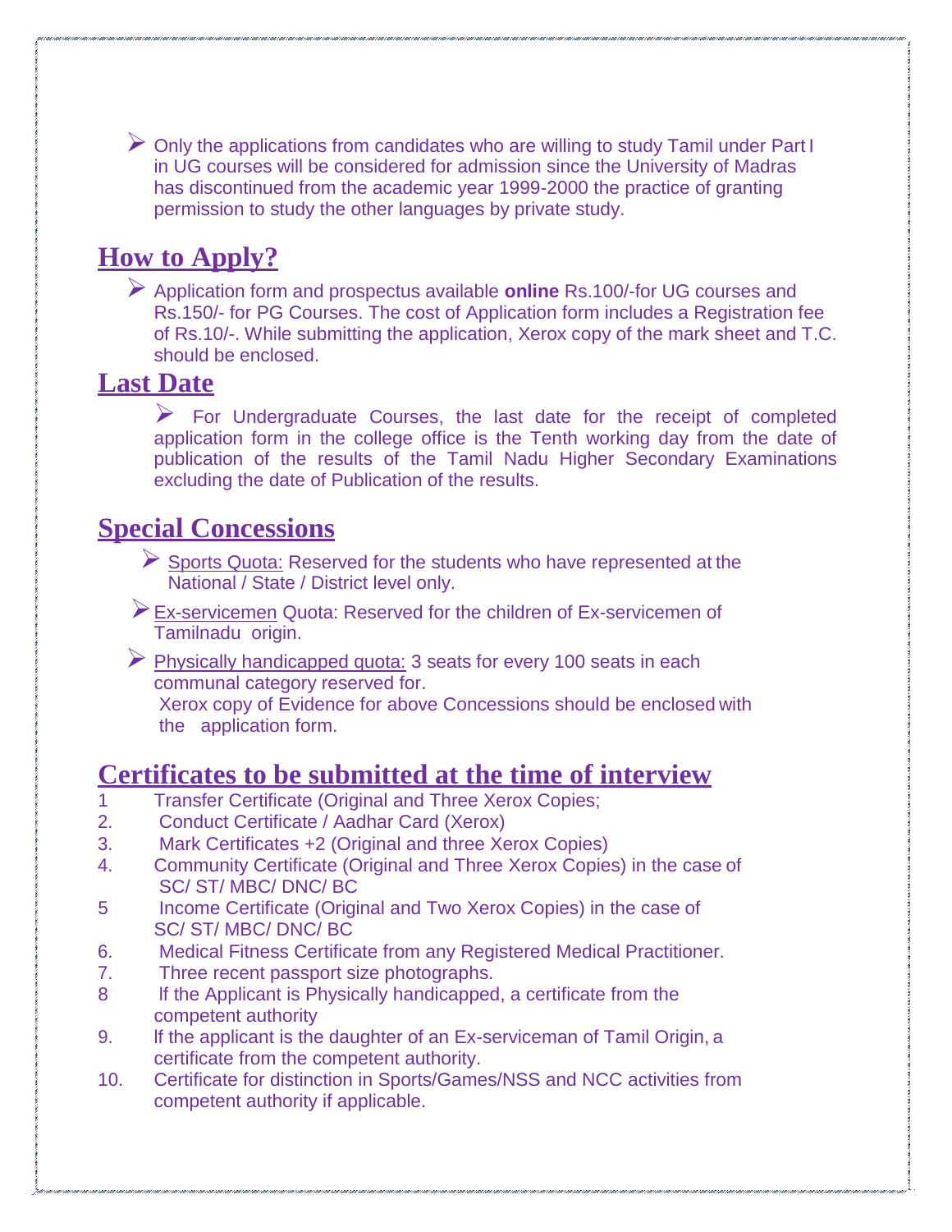- Only the applications from candidates who are willing to study Tamil under Part I in UG courses will be considered for admission since the University of Madras has discontinued from the academic year 1999-2000 the practice of granting permission to study the other languages by private study.

## How to Apply?

- Application form and prospectus available **online** Rs.100/-for UG courses and Rs.150/- for PG Courses. The cost of Application form includes a Registration fee of Rs.10/-. While submitting the application, Xerox copy of the mark sheet and T.C. should be enclosed.

## Last Date

- For Undergraduate Courses, the last date for the receipt of completed application form in the college office is the Tenth working day from the date of publication of the results of the Tamil Nadu Higher Secondary Examinations excluding the date of Publication of the results.

## Special Concessions

- Sports Quota: Reserved for the students who have represented at the National / State / District level only.
- Ex-servicemen Quota: Reserved for the children of Ex-servicemen of Tamilnadu origin.
- Physically handicapped quota: 3 seats for every 100 seats in each communal category reserved for.
  Xerox copy of Evidence for above Concessions should be enclosed with the application form.

## Certificates to be submitted at the time of interview

1. Transfer Certificate (Original and Three Xerox Copies;
2. Conduct Certificate / Aadhar Card (Xerox)
3. Mark Certificates +2 (Original and three Xerox Copies)
4. Community Certificate (Original and Three Xerox Copies) in the case of SC/ ST/ MBC/ DNC/ BC
5. Income Certificate (Original and Two Xerox Copies) in the case of SC/ ST/ MBC/ DNC/ BC
6. Medical Fitness Certificate from any Registered Medical Practitioner.
7. Three recent passport size photographs.
8. If the Applicant is Physically handicapped, a certificate from the competent authority
9. If the applicant is the daughter of an Ex-serviceman of Tamil Origin, a certificate from the competent authority.
10. Certificate for distinction in Sports/Games/NSS and NCC activities from competent authority if applicable.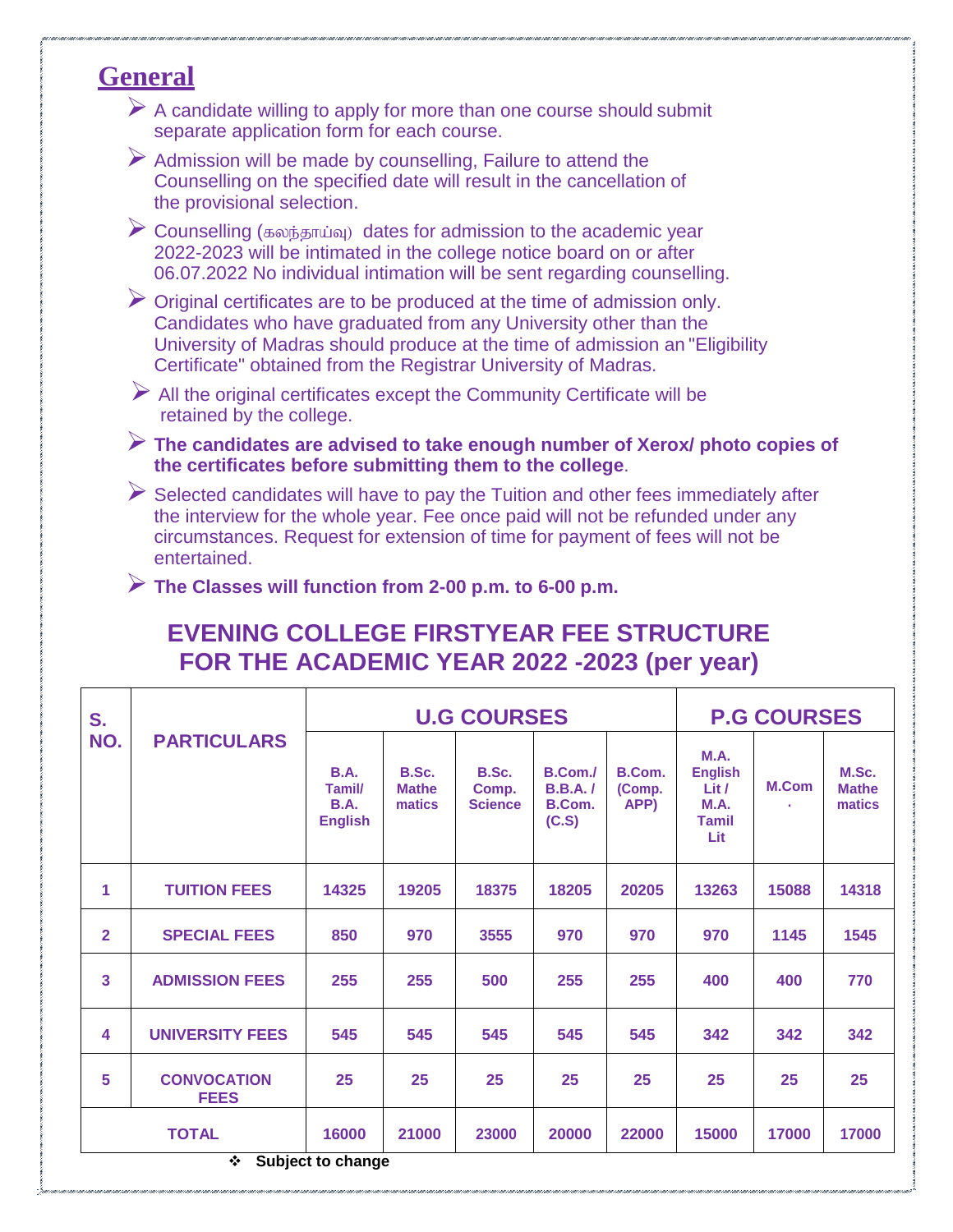## General

- A candidate willing to apply for more than one course should submit separate application form for each course.
- Admission will be made by counselling, Failure to attend the Counselling on the specified date will result in the cancellation of the provisional selection.
- Counselling (கலந்தாய்வு) dates for admission to the academic year 2022-2023 will be intimated in the college notice board on or after 06.07.2022 No individual intimation will be sent regarding counselling.
- Original certificates are to be produced at the time of admission only. Candidates who have graduated from any University other than the University of Madras should produce at the time of admission an "Eligibility Certificate" obtained from the Registrar University of Madras.
- All the original certificates except the Community Certificate will be retained by the college.
- **The candidates are advised to take enough number of Xerox/ photo copies of the certificates before submitting them to the college**.
- Selected candidates will have to pay the Tuition and other fees immediately after the interview for the whole year. Fee once paid will not be refunded under any circumstances. Request for extension of time for payment of fees will not be entertained.
- **The Classes will function from 2-00 p.m. to 6-00 p.m.**

## EVENING COLLEGE FIRSTYEAR FEE STRUCTURE FOR THE ACADEMIC YEAR 2022 -2023 (per year)

| S. NO. | PARTICULARS | U.G COURSES | | | | | P.G COURSES | | |
|---|---|---|---|---|---|---|---|---|---|
| | | B.A. Tamil/ B.A. English | B.Sc. Mathematics | B.Sc. Comp. Science | B.Com./ B.B.A. / B.Com. (C.S) | B.Com. (Comp. APP) | M.A. English Lit / M.A. Tamil Lit | M.Com. | M.Sc. Mathematics |
| 1 | TUITION FEES | 14325 | 19205 | 18375 | 18205 | 20205 | 13263 | 15088 | 14318 |
| 2 | SPECIAL FEES | 850 | 970 | 3555 | 970 | 970 | 970 | 1145 | 1545 |
| 3 | ADMISSION FEES | 255 | 255 | 500 | 255 | 255 | 400 | 400 | 770 |
| 4 | UNIVERSITY FEES | 545 | 545 | 545 | 545 | 545 | 342 | 342 | 342 |
| 5 | CONVOCATION FEES | 25 | 25 | 25 | 25 | 25 | 25 | 25 | 25 |
| TOTAL | | 16000 | 21000 | 23000 | 20000 | 22000 | 15000 | 17000 | 17000 |

- **Subject to change**